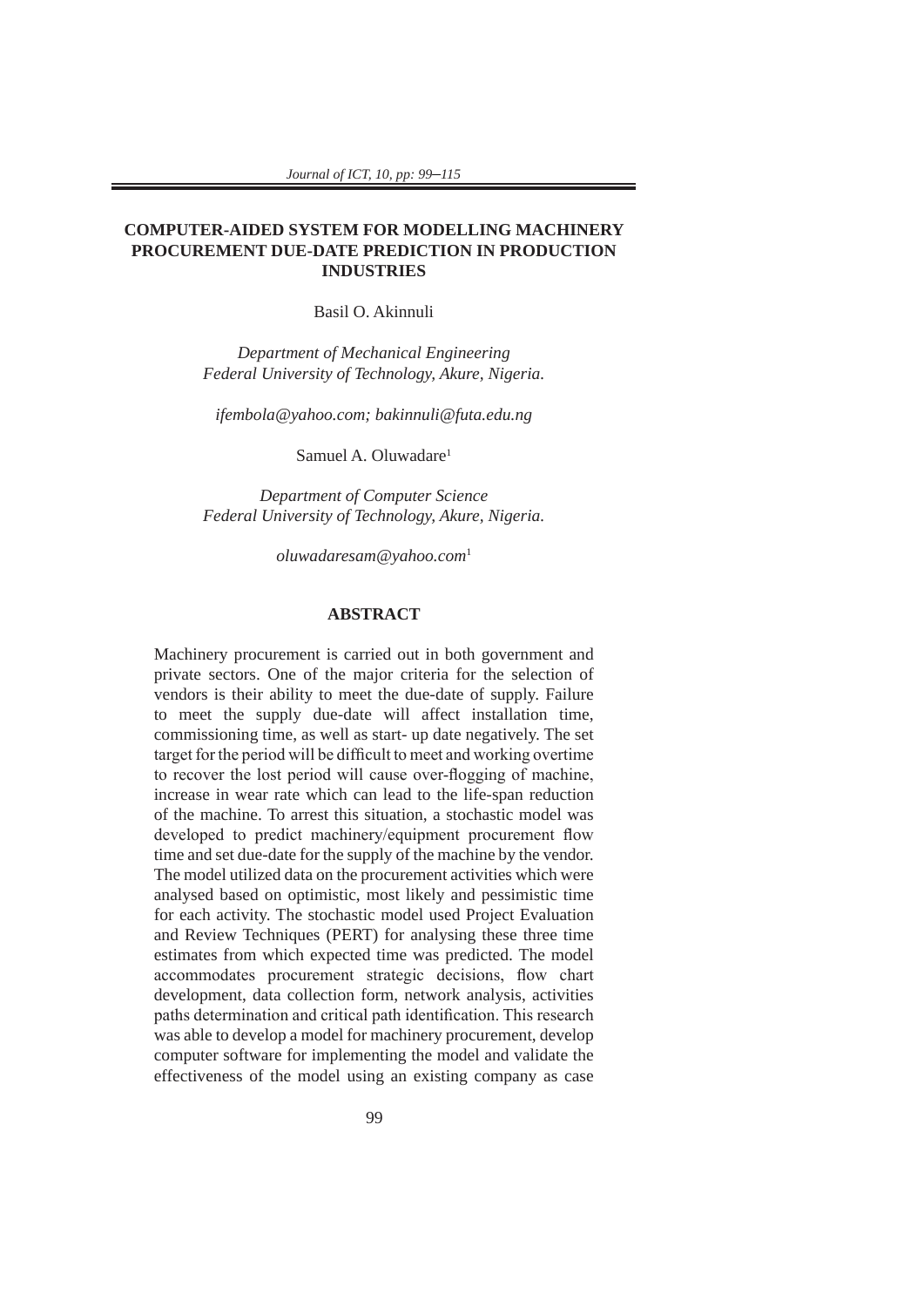# COMPUTER-AIDED SYSTEM FOR MODELLING MACHINERY PROCUREMENT DUE-DATE PREDICTION IN PRODUCTION INDUSTRIES

Basil O. Akinnuli

*Department of Mechanical Engineering*
*Federal University of Technology, Akure, Nigeria.*

*ifembola@yahoo.com; bakinnuli@futa.edu.ng*

Samuel A. Oluwadare[1]

*Department of Computer Science*
*Federal University of Technology, Akure, Nigeria.*

*oluwadaresam@yahoo.com*[1]

## ABSTRACT

Machinery procurement is carried out in both government and private sectors. One of the major criteria for the selection of vendors is their ability to meet the due-date of supply. Failure to meet the supply due-date will affect installation time, commissioning time, as well as start- up date negatively. The set target for the period will be difficult to meet and working overtime to recover the lost period will cause over-flogging of machine, increase in wear rate which can lead to the life-span reduction of the machine. To arrest this situation, a stochastic model was developed to predict machinery/equipment procurement flow time and set due-date for the supply of the machine by the vendor. The model utilized data on the procurement activities which were analysed based on optimistic, most likely and pessimistic time for each activity. The stochastic model used Project Evaluation and Review Techniques (PERT) for analysing these three time estimates from which expected time was predicted. The model accommodates procurement strategic decisions, flow chart development, data collection form, network analysis, activities paths determination and critical path identification. This research was able to develop a model for machinery procurement, develop computer software for implementing the model and validate the effectiveness of the model using an existing company as case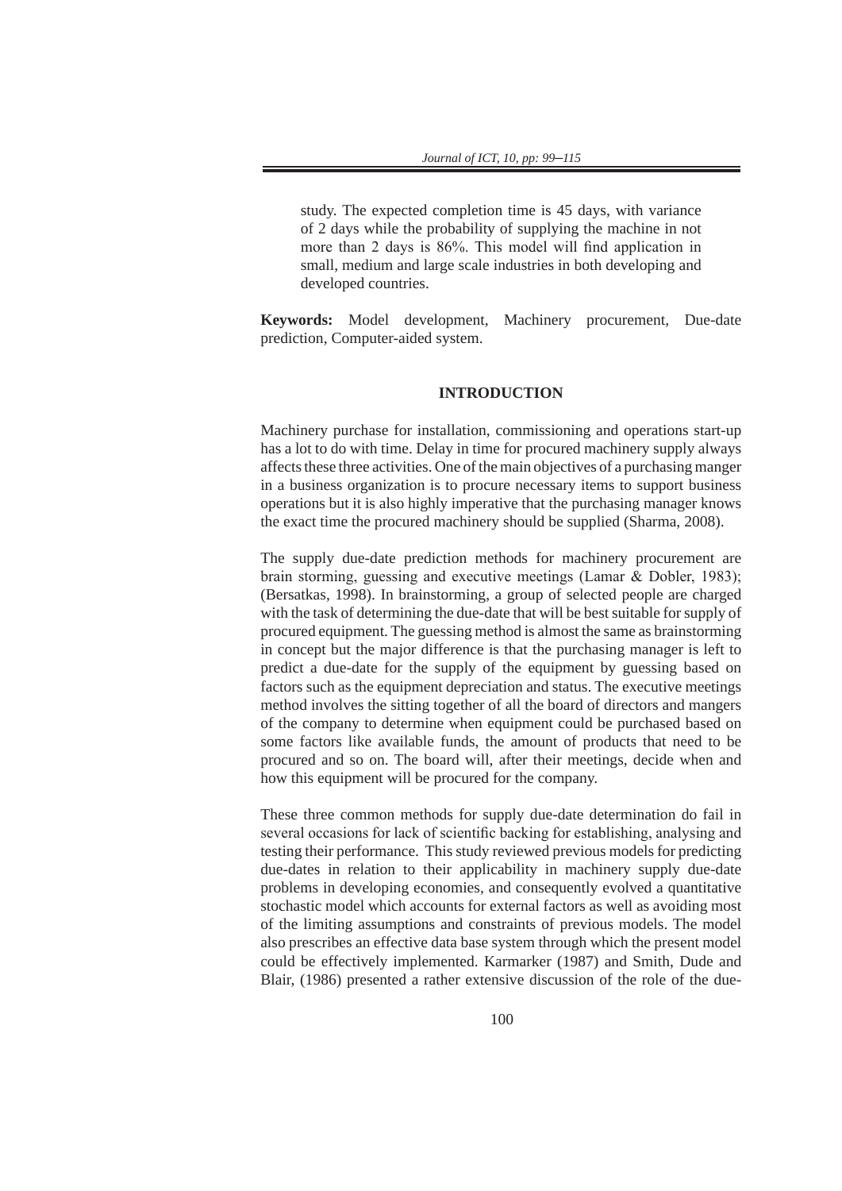study. The expected completion time is 45 days, with variance of 2 days while the probability of supplying the machine in not more than 2 days is 86%. This model will find application in small, medium and large scale industries in both developing and developed countries.

**Keywords:** Model development, Machinery procurement, Due-date prediction, Computer-aided system.

## INTRODUCTION

Machinery purchase for installation, commissioning and operations start-up has a lot to do with time. Delay in time for procured machinery supply always affects these three activities. One of the main objectives of a purchasing manger in a business organization is to procure necessary items to support business operations but it is also highly imperative that the purchasing manager knows the exact time the procured machinery should be supplied (Sharma, 2008).

The supply due-date prediction methods for machinery procurement are brain storming, guessing and executive meetings (Lamar & Dobler, 1983); (Bersatkas, 1998). In brainstorming, a group of selected people are charged with the task of determining the due-date that will be best suitable for supply of procured equipment. The guessing method is almost the same as brainstorming in concept but the major difference is that the purchasing manager is left to predict a due-date for the supply of the equipment by guessing based on factors such as the equipment depreciation and status. The executive meetings method involves the sitting together of all the board of directors and mangers of the company to determine when equipment could be purchased based on some factors like available funds, the amount of products that need to be procured and so on. The board will, after their meetings, decide when and how this equipment will be procured for the company.

These three common methods for supply due-date determination do fail in several occasions for lack of scientific backing for establishing, analysing and testing their performance. This study reviewed previous models for predicting due-dates in relation to their applicability in machinery supply due-date problems in developing economies, and consequently evolved a quantitative stochastic model which accounts for external factors as well as avoiding most of the limiting assumptions and constraints of previous models. The model also prescribes an effective data base system through which the present model could be effectively implemented. Karmarker (1987) and Smith, Dude and Blair, (1986) presented a rather extensive discussion of the role of the due-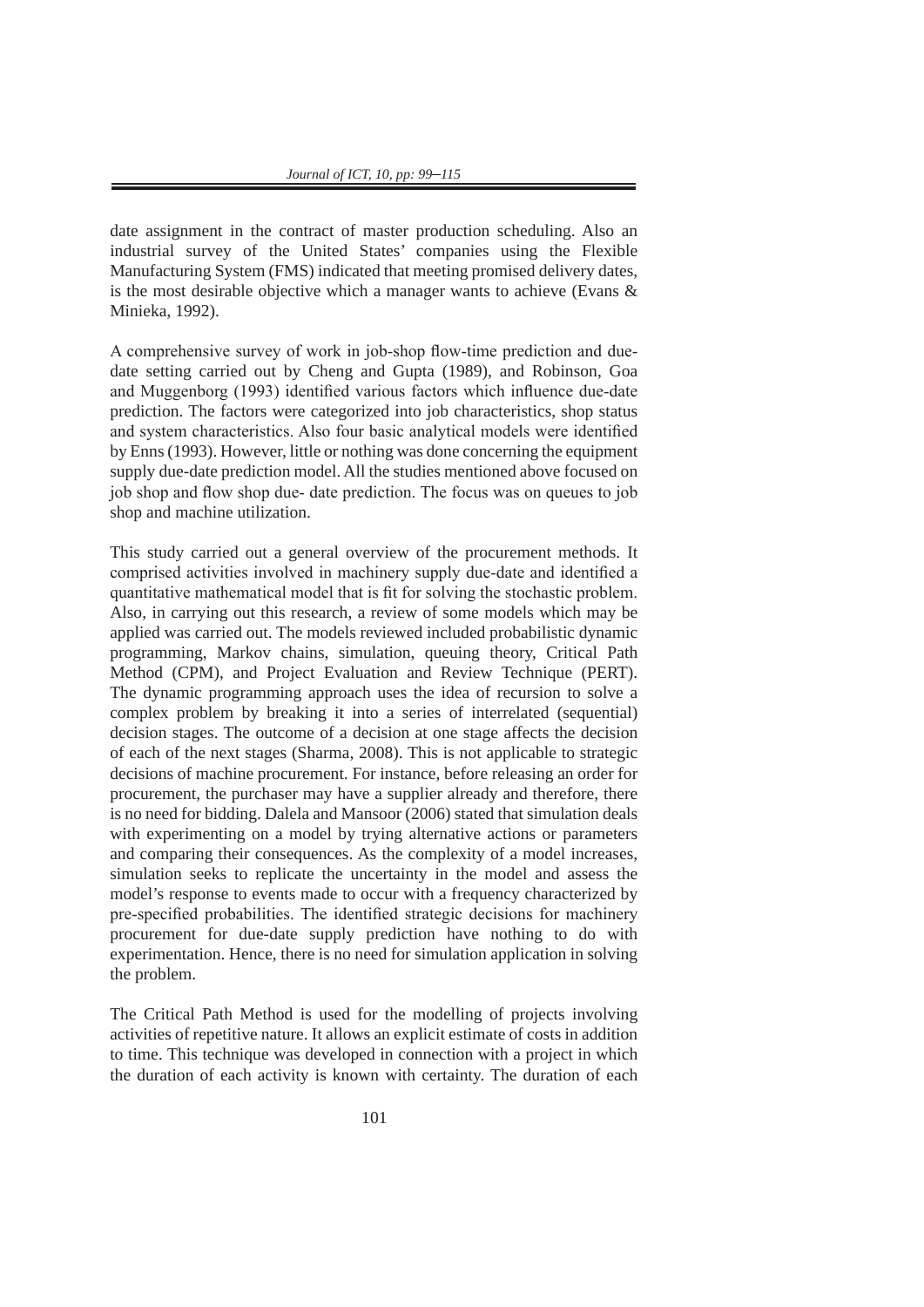date assignment in the contract of master production scheduling. Also an industrial survey of the United States' companies using the Flexible Manufacturing System (FMS) indicated that meeting promised delivery dates, is the most desirable objective which a manager wants to achieve (Evans & Minieka, 1992).

A comprehensive survey of work in job-shop flow-time prediction and due-date setting carried out by Cheng and Gupta (1989), and Robinson, Goa and Muggenborg (1993) identified various factors which influence due-date prediction. The factors were categorized into job characteristics, shop status and system characteristics. Also four basic analytical models were identified by Enns (1993). However, little or nothing was done concerning the equipment supply due-date prediction model. All the studies mentioned above focused on job shop and flow shop due- date prediction. The focus was on queues to job shop and machine utilization.

This study carried out a general overview of the procurement methods. It comprised activities involved in machinery supply due-date and identified a quantitative mathematical model that is fit for solving the stochastic problem. Also, in carrying out this research, a review of some models which may be applied was carried out. The models reviewed included probabilistic dynamic programming, Markov chains, simulation, queuing theory, Critical Path Method (CPM), and Project Evaluation and Review Technique (PERT). The dynamic programming approach uses the idea of recursion to solve a complex problem by breaking it into a series of interrelated (sequential) decision stages. The outcome of a decision at one stage affects the decision of each of the next stages (Sharma, 2008). This is not applicable to strategic decisions of machine procurement. For instance, before releasing an order for procurement, the purchaser may have a supplier already and therefore, there is no need for bidding. Dalela and Mansoor (2006) stated that simulation deals with experimenting on a model by trying alternative actions or parameters and comparing their consequences. As the complexity of a model increases, simulation seeks to replicate the uncertainty in the model and assess the model's response to events made to occur with a frequency characterized by pre-specified probabilities. The identified strategic decisions for machinery procurement for due-date supply prediction have nothing to do with experimentation. Hence, there is no need for simulation application in solving the problem.

The Critical Path Method is used for the modelling of projects involving activities of repetitive nature. It allows an explicit estimate of costs in addition to time. This technique was developed in connection with a project in which the duration of each activity is known with certainty. The duration of each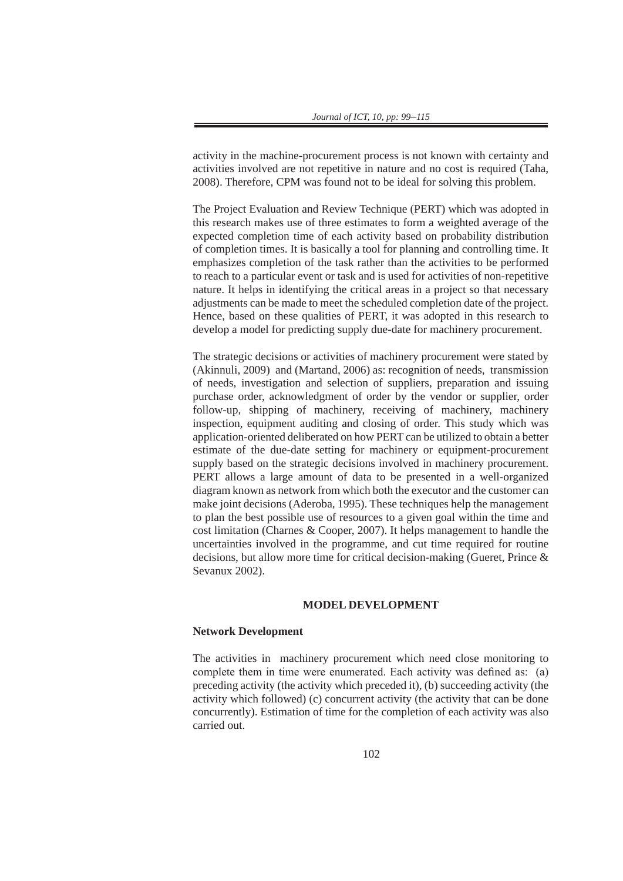activity in the machine-procurement process is not known with certainty and activities involved are not repetitive in nature and no cost is required (Taha, 2008). Therefore, CPM was found not to be ideal for solving this problem.

The Project Evaluation and Review Technique (PERT) which was adopted in this research makes use of three estimates to form a weighted average of the expected completion time of each activity based on probability distribution of completion times. It is basically a tool for planning and controlling time. It emphasizes completion of the task rather than the activities to be performed to reach to a particular event or task and is used for activities of non-repetitive nature. It helps in identifying the critical areas in a project so that necessary adjustments can be made to meet the scheduled completion date of the project. Hence, based on these qualities of PERT, it was adopted in this research to develop a model for predicting supply due-date for machinery procurement.

The strategic decisions or activities of machinery procurement were stated by (Akinnuli, 2009) and (Martand, 2006) as: recognition of needs, transmission of needs, investigation and selection of suppliers, preparation and issuing purchase order, acknowledgment of order by the vendor or supplier, order follow-up, shipping of machinery, receiving of machinery, machinery inspection, equipment auditing and closing of order. This study which was application-oriented deliberated on how PERT can be utilized to obtain a better estimate of the due-date setting for machinery or equipment-procurement supply based on the strategic decisions involved in machinery procurement. PERT allows a large amount of data to be presented in a well-organized diagram known as network from which both the executor and the customer can make joint decisions (Aderoba, 1995). These techniques help the management to plan the best possible use of resources to a given goal within the time and cost limitation (Charnes & Cooper, 2007). It helps management to handle the uncertainties involved in the programme, and cut time required for routine decisions, but allow more time for critical decision-making (Gueret, Prince & Sevanux 2002).

## MODEL DEVELOPMENT

### Network Development

The activities in machinery procurement which need close monitoring to complete them in time were enumerated. Each activity was defined as: (a) preceding activity (the activity which preceded it), (b) succeeding activity (the activity which followed) (c) concurrent activity (the activity that can be done concurrently). Estimation of time for the completion of each activity was also carried out.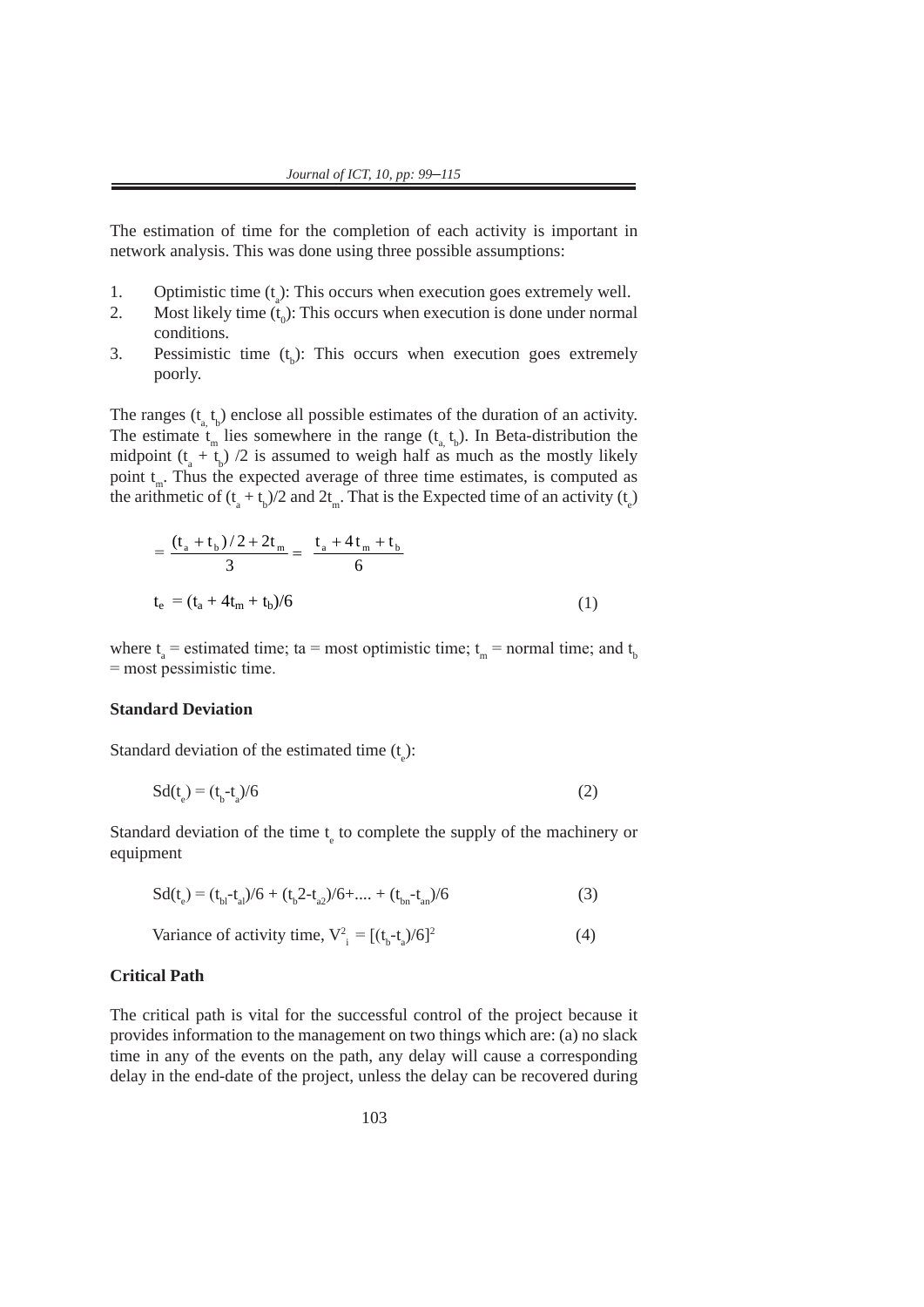The estimation of time for the completion of each activity is important in network analysis. This was done using three possible assumptions:

1. Optimistic time ($t_a$): This occurs when execution goes extremely well.
2. Most likely time ($t_0$): This occurs when execution is done under normal conditions.
3. Pessimistic time ($t_b$): This occurs when execution goes extremely poorly.

The ranges ($t_{a,}$ $t_b$) enclose all possible estimates of the duration of an activity. The estimate $t_m$ lies somewhere in the range ($t_{a,}$ $t_b$). In Beta-distribution the midpoint ($t_a$ + $t_b$) /2 is assumed to weigh half as much as the mostly likely point $t_m$. Thus the expected average of three time estimates, is computed as the arithmetic of $(t_a + t_b)/2$ and $2t_m$. That is the Expected time of an activity ($t_e$)

$$= \frac{(t_a + t_b)/2 + 2t_m}{3} = \frac{t_a + 4t_m + t_b}{6}$$

$$t_e = (t_a + 4t_m + t_b)/6 \qquad (1)$$

where $t_a$ = estimated time; ta = most optimistic time; $t_m$ = normal time; and $t_b$ = most pessimistic time.

**Standard Deviation**

Standard deviation of the estimated time ($t_e$):

$$Sd(t_e) = (t_b - t_a)/6 \qquad (2)$$

Standard deviation of the time $t_e$ to complete the supply of the machinery or equipment

$$Sd(t_e) = (t_{bl} - t_{al})/6 + (t_b 2 - t_{a2})/6 + .... + (t_{bn} - t_{an})/6 \qquad (3)$$

$$\text{Variance of activity time, } V^2_i = [(t_b - t_a)/6]^2 \qquad (4)$$

**Critical Path**

The critical path is vital for the successful control of the project because it provides information to the management on two things which are: (a) no slack time in any of the events on the path, any delay will cause a corresponding delay in the end-date of the project, unless the delay can be recovered during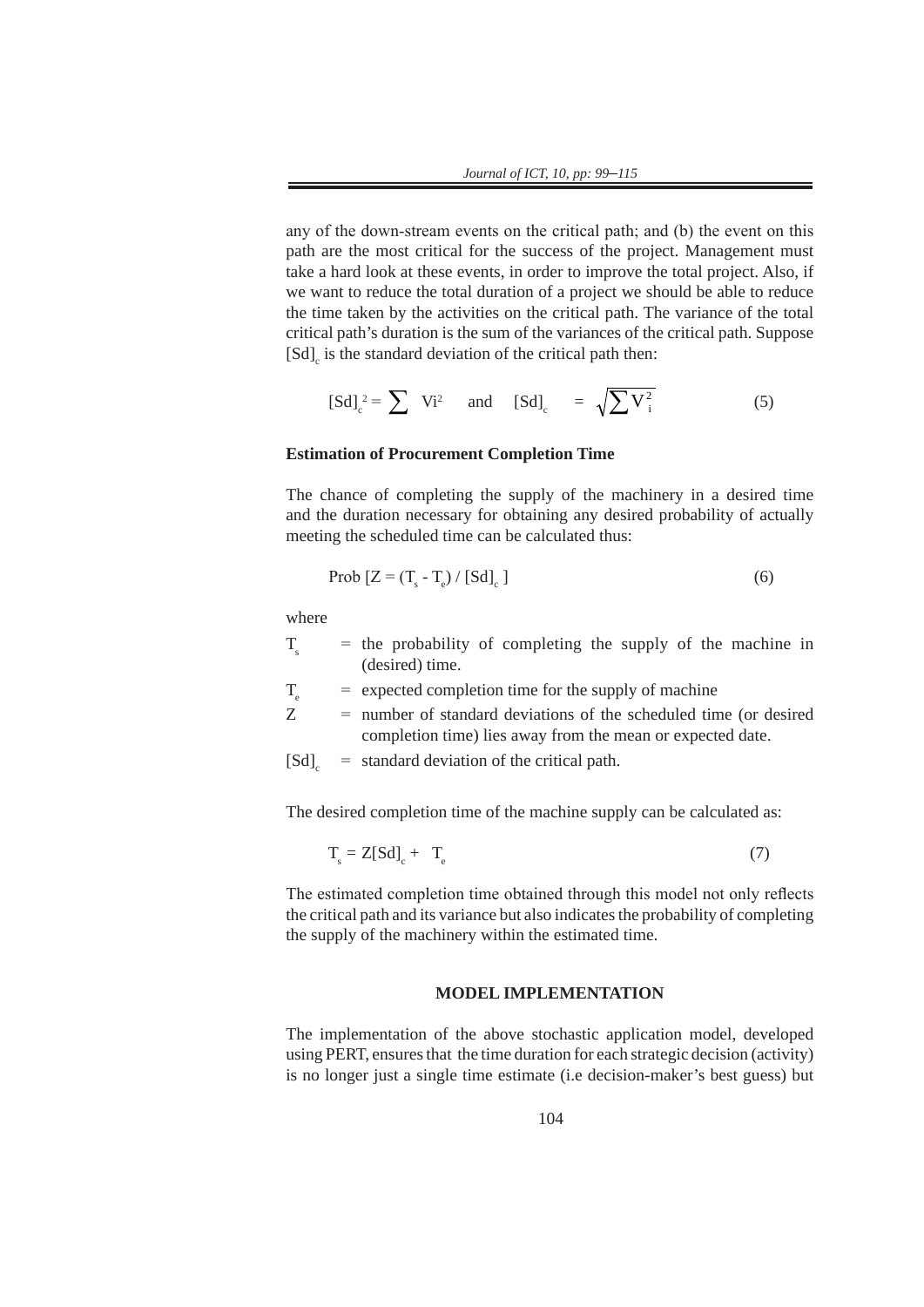any of the down-stream events on the critical path; and (b) the event on this path are the most critical for the success of the project. Management must take a hard look at these events, in order to improve the total project. Also, if we want to reduce the total duration of a project we should be able to reduce the time taken by the activities on the critical path. The variance of the total critical path's duration is the sum of the variances of the critical path. Suppose $[Sd]_c$ is the standard deviation of the critical path then:

$$[Sd]_c^{\,2} = \sum Vi^2 \quad \text{and} \quad [Sd]_c = \sqrt{\sum V_i^2} \tag{5}$$

**Estimation of Procurement Completion Time**

The chance of completing the supply of the machinery in a desired time and the duration necessary for obtaining any desired probability of actually meeting the scheduled time can be calculated thus:

$$\text{Prob } [Z = (T_s - T_e) / [Sd]_c\,] \tag{6}$$

where

$T_s$ = the probability of completing the supply of the machine in (desired) time.

$T_e$ = expected completion time for the supply of machine

$Z$ = number of standard deviations of the scheduled time (or desired completion time) lies away from the mean or expected date.

$[Sd]_c$ = standard deviation of the critical path.

The desired completion time of the machine supply can be calculated as:

$$T_s = Z[Sd]_c + T_e \tag{7}$$

The estimated completion time obtained through this model not only reflects the critical path and its variance but also indicates the probability of completing the supply of the machinery within the estimated time.

## MODEL IMPLEMENTATION

The implementation of the above stochastic application model, developed using PERT, ensures that the time duration for each strategic decision (activity) is no longer just a single time estimate (i.e decision-maker's best guess) but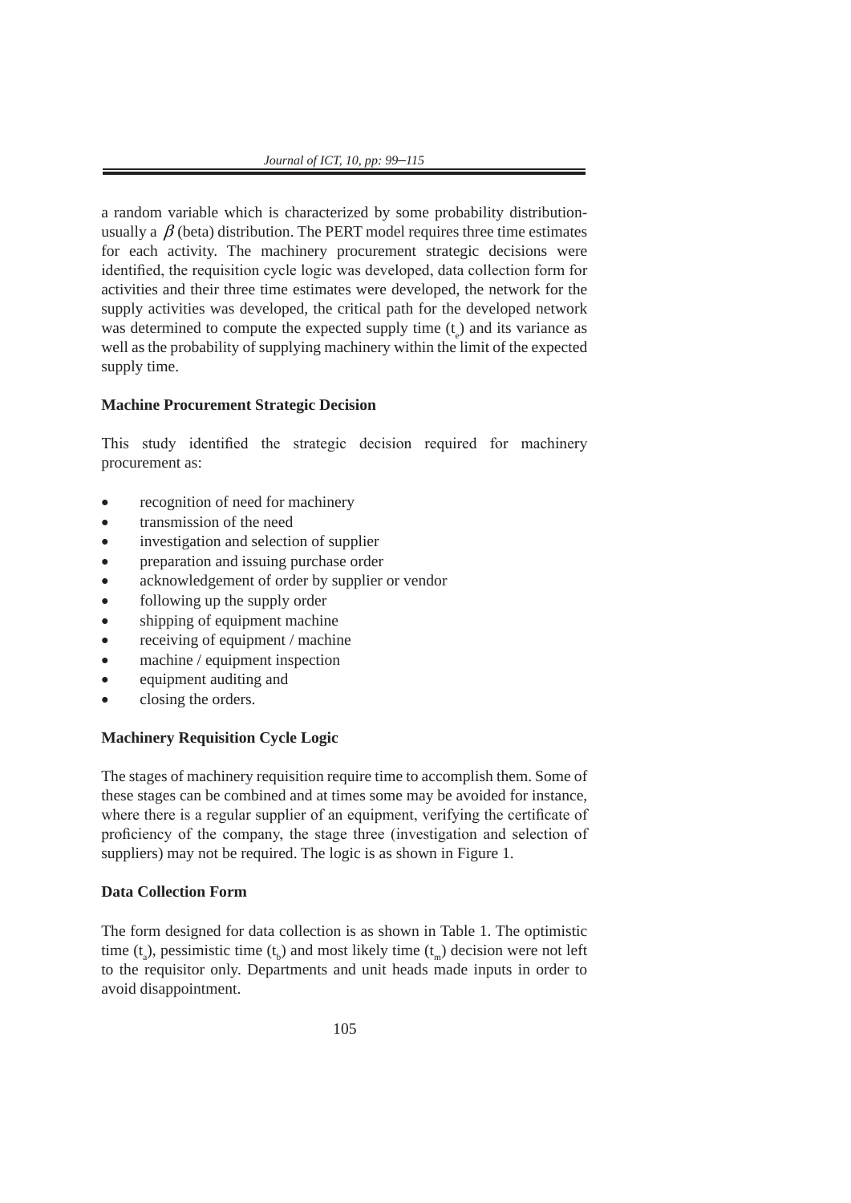a random variable which is characterized by some probability distribution-usually a $\beta$ (beta) distribution. The PERT model requires three time estimates for each activity. The machinery procurement strategic decisions were identified, the requisition cycle logic was developed, data collection form for activities and their three time estimates were developed, the network for the supply activities was developed, the critical path for the developed network was determined to compute the expected supply time ($t_e$) and its variance as well as the probability of supplying machinery within the limit of the expected supply time.

**Machine Procurement Strategic Decision**

This study identified the strategic decision required for machinery procurement as:

- recognition of need for machinery
- transmission of the need
- investigation and selection of supplier
- preparation and issuing purchase order
- acknowledgement of order by supplier or vendor
- following up the supply order
- shipping of equipment machine
- receiving of equipment / machine
- machine / equipment inspection
- equipment auditing and
- closing the orders.

**Machinery Requisition Cycle Logic**

The stages of machinery requisition require time to accomplish them. Some of these stages can be combined and at times some may be avoided for instance, where there is a regular supplier of an equipment, verifying the certificate of proficiency of the company, the stage three (investigation and selection of suppliers) may not be required. The logic is as shown in Figure 1.

**Data Collection Form**

The form designed for data collection is as shown in Table 1. The optimistic time ($t_a$), pessimistic time ($t_b$) and most likely time ($t_m$) decision were not left to the requisitor only. Departments and unit heads made inputs in order to avoid disappointment.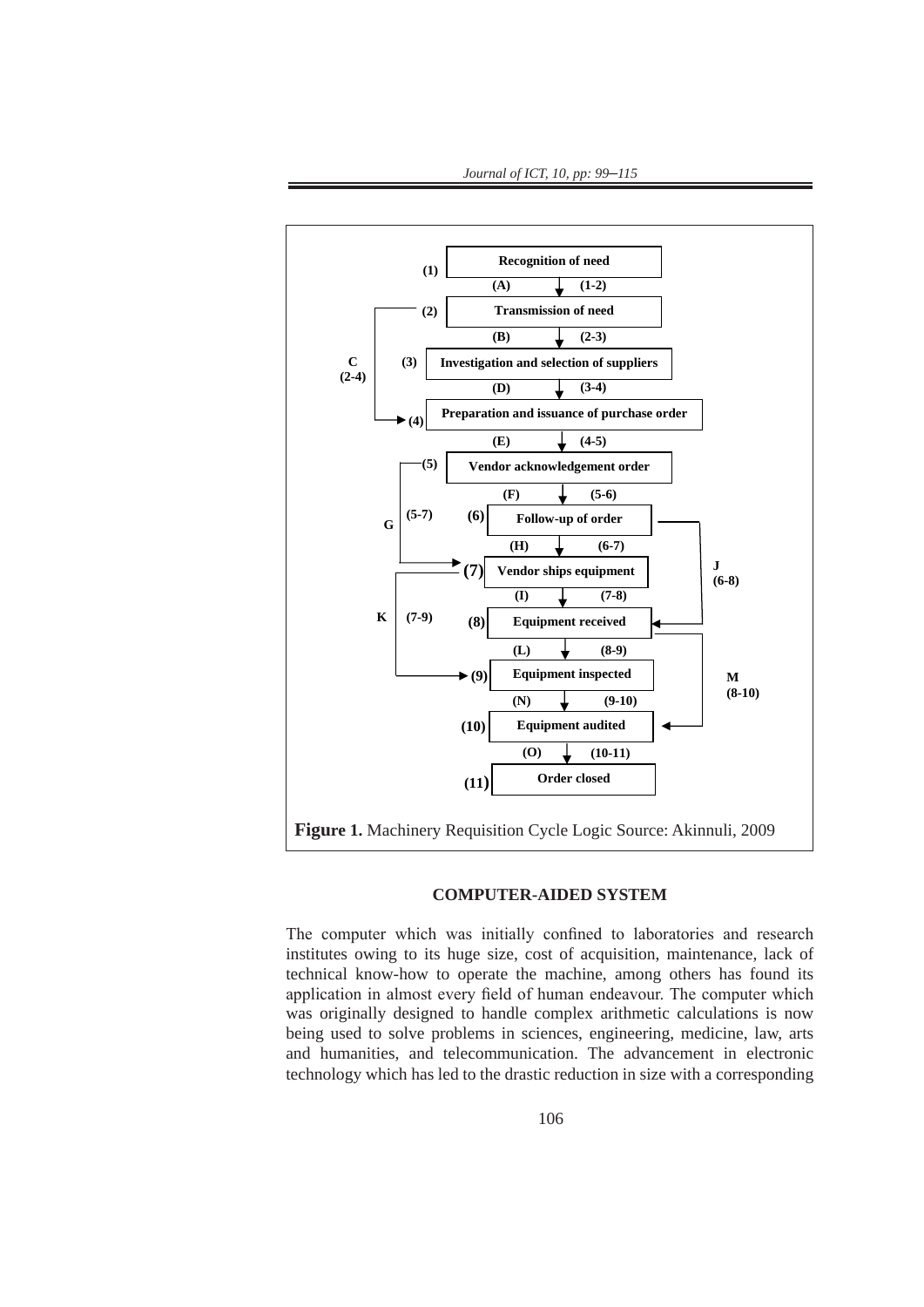(1) Recognition of need

(A) (1-2)

(2) Transmission of need

(B) (2-3)

(3) Investigation and selection of suppliers

(D) (3-4)

(4) Preparation and issuance of purchase order

(E) (4-5)

(5) Vendor acknowledgement order

(F) (5-6)

(6) Follow-up of order

(H) (6-7)

(7) Vendor ships equipment

(I) (7-8)

(8) Equipment received

(L) (8-9)

(9) Equipment inspected

(N) (9-10)

(10) Equipment audited

(O) (10-11)

(11) Order closed

C (2-4) G (5-7) J (6-8) K (7-9) M (8-10)

**Figure 1.** Machinery Requisition Cycle Logic Source: Akinnuli, 2009

## COMPUTER-AIDED SYSTEM

The computer which was initially confined to laboratories and research institutes owing to its huge size, cost of acquisition, maintenance, lack of technical know-how to operate the machine, among others has found its application in almost every field of human endeavour. The computer which was originally designed to handle complex arithmetic calculations is now being used to solve problems in sciences, engineering, medicine, law, arts and humanities, and telecommunication. The advancement in electronic technology which has led to the drastic reduction in size with a corresponding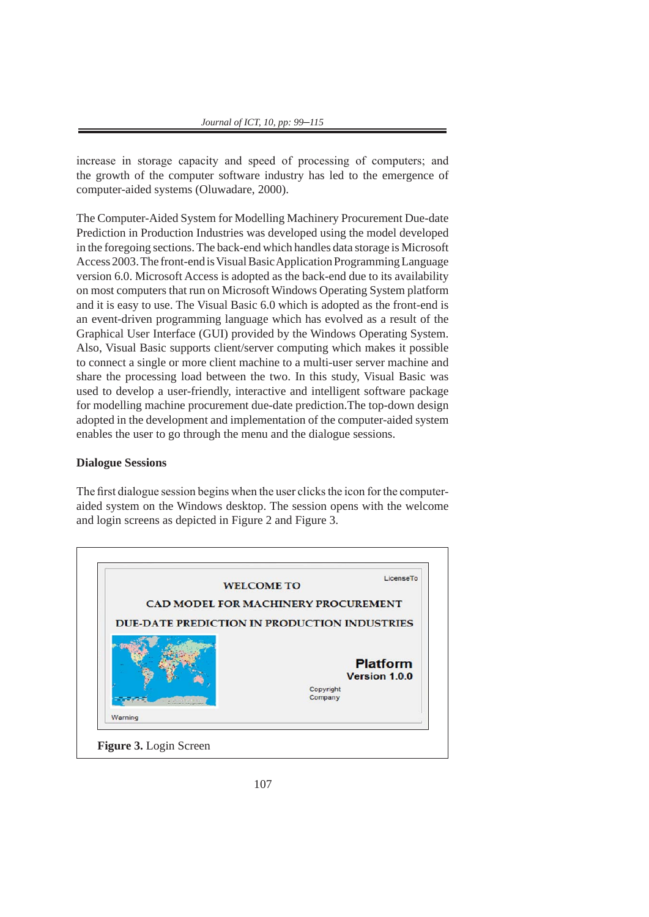increase in storage capacity and speed of processing of computers; and the growth of the computer software industry has led to the emergence of computer-aided systems (Oluwadare, 2000).

The Computer-Aided System for Modelling Machinery Procurement Due-date Prediction in Production Industries was developed using the model developed in the foregoing sections. The back-end which handles data storage is Microsoft Access 2003. The front-end is Visual Basic Application Programming Language version 6.0. Microsoft Access is adopted as the back-end due to its availability on most computers that run on Microsoft Windows Operating System platform and it is easy to use. The Visual Basic 6.0 which is adopted as the front-end is an event-driven programming language which has evolved as a result of the Graphical User Interface (GUI) provided by the Windows Operating System. Also, Visual Basic supports client/server computing which makes it possible to connect a single or more client machine to a multi-user server machine and share the processing load between the two. In this study, Visual Basic was used to develop a user-friendly, interactive and intelligent software package for modelling machine procurement due-date prediction.The top-down design adopted in the development and implementation of the computer-aided system enables the user to go through the menu and the dialogue sessions.

**Dialogue Sessions**

The first dialogue session begins when the user clicks the icon for the computer-aided system on the Windows desktop. The session opens with the welcome and login screens as depicted in Figure 2 and Figure 3.

**Figure 3.** Login Screen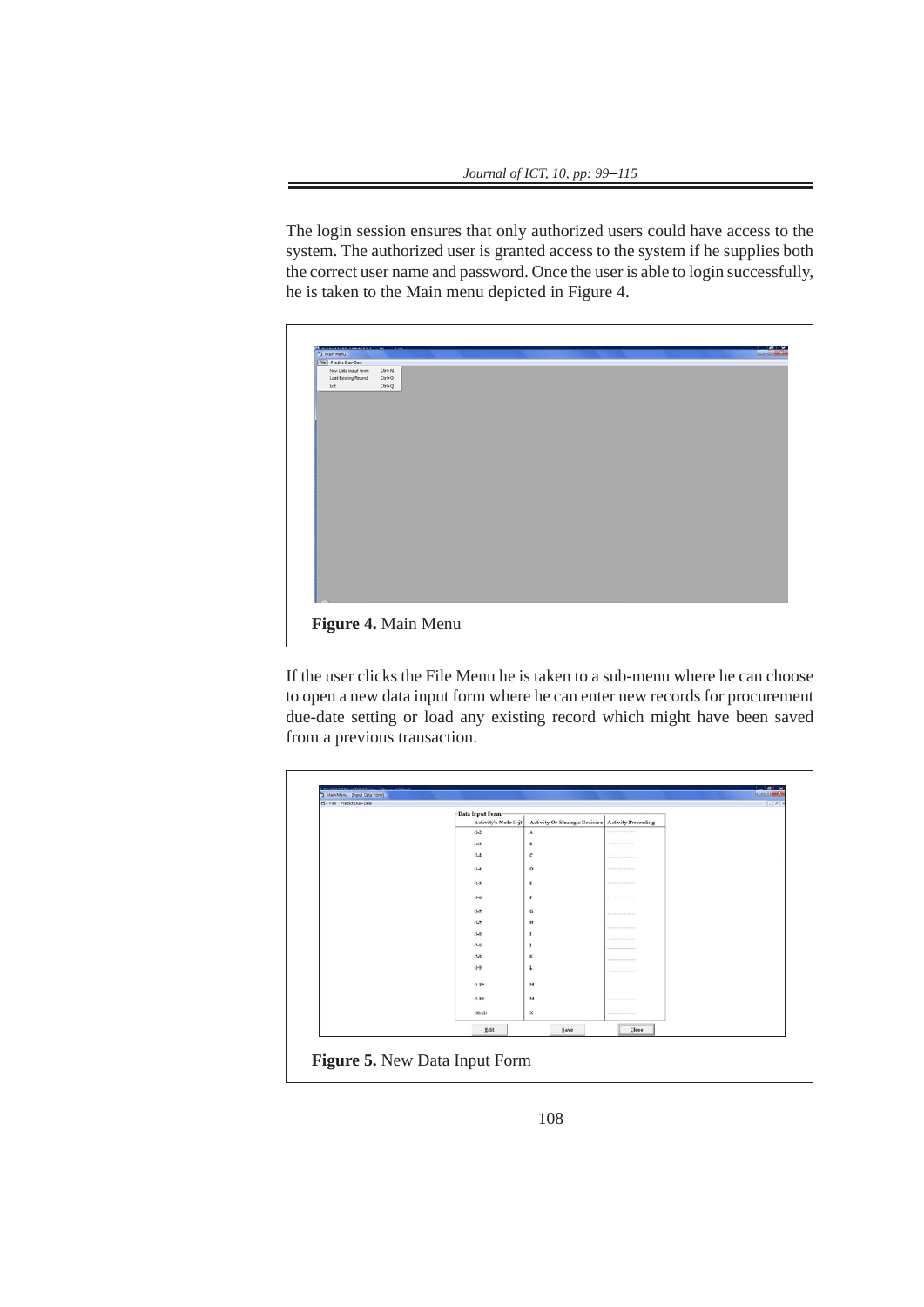The login session ensures that only authorized users could have access to the system. The authorized user is granted access to the system if he supplies both the correct user name and password. Once the user is able to login successfully, he is taken to the Main menu depicted in Figure 4.

**Figure 4.** Main Menu

If the user clicks the File Menu he is taken to a sub-menu where he can choose to open a new data input form where he can enter new records for procurement due-date setting or load any existing record which might have been saved from a previous transaction.

**Figure 5.** New Data Input Form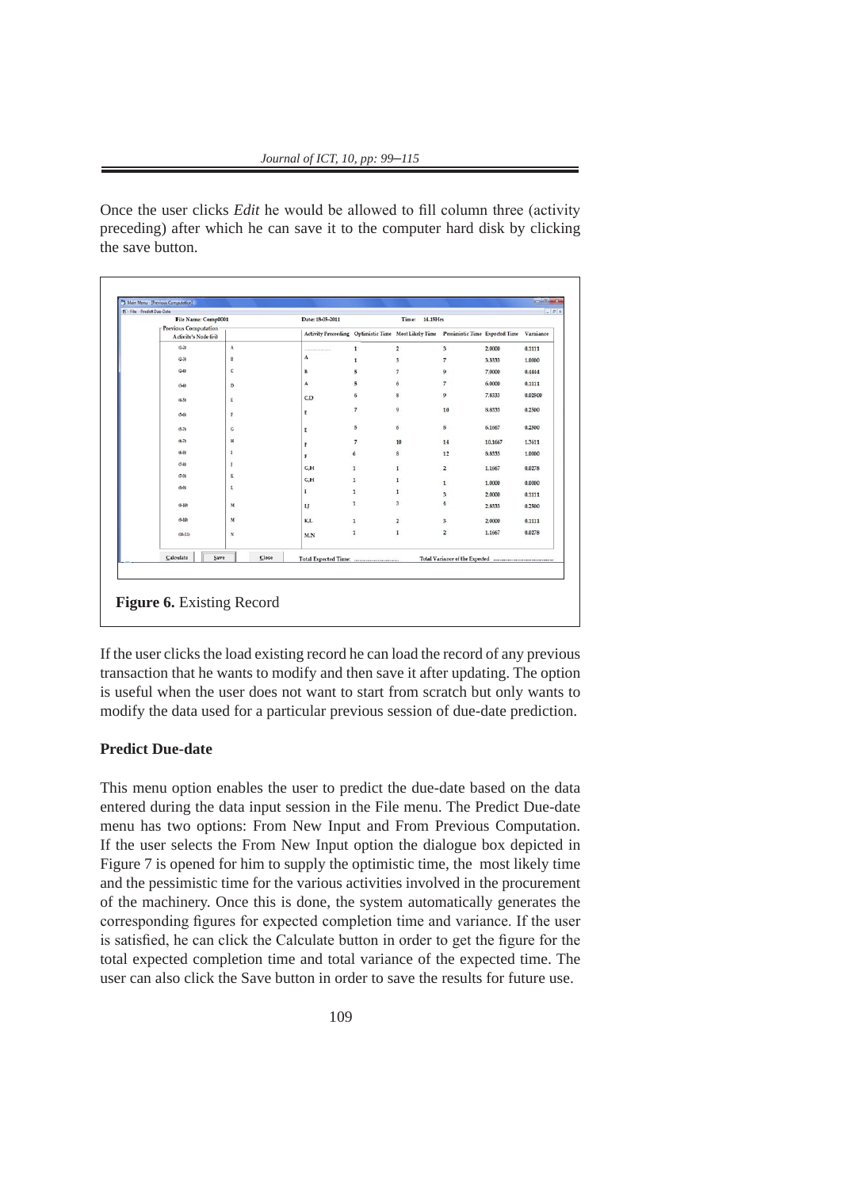Once the user clicks *Edit* he would be allowed to fill column three (activity preceding) after which he can save it to the computer hard disk by clicking the save button.

**Figure 6.** Existing Record

If the user clicks the load existing record he can load the record of any previous transaction that he wants to modify and then save it after updating. The option is useful when the user does not want to start from scratch but only wants to modify the data used for a particular previous session of due-date prediction.

**Predict Due-date**

This menu option enables the user to predict the due-date based on the data entered during the data input session in the File menu. The Predict Due-date menu has two options: From New Input and From Previous Computation. If the user selects the From New Input option the dialogue box depicted in Figure 7 is opened for him to supply the optimistic time, the most likely time and the pessimistic time for the various activities involved in the procurement of the machinery. Once this is done, the system automatically generates the corresponding figures for expected completion time and variance. If the user is satisfied, he can click the Calculate button in order to get the figure for the total expected completion time and total variance of the expected time. The user can also click the Save button in order to save the results for future use.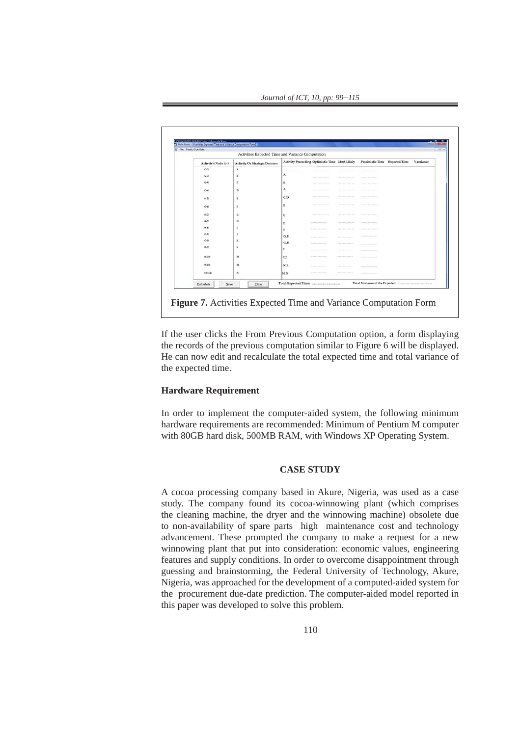**Figure 7.** Activities Expected Time and Variance Computation Form

If the user clicks the From Previous Computation option, a form displaying the records of the previous computation similar to Figure 6 will be displayed. He can now edit and recalculate the total expected time and total variance of the expected time.

### Hardware Requirement

In order to implement the computer-aided system, the following minimum hardware requirements are recommended: Minimum of Pentium M computer with 80GB hard disk, 500MB RAM, with Windows XP Operating System.

## CASE STUDY

A cocoa processing company based in Akure, Nigeria, was used as a case study. The company found its cocoa-winnowing plant (which comprises the cleaning machine, the dryer and the winnowing machine) obsolete due to non-availability of spare parts high maintenance cost and technology advancement. These prompted the company to make a request for a new winnowing plant that put into consideration: economic values, engineering features and supply conditions. In order to overcome disappointment through guessing and brainstorming, the Federal University of Technology, Akure, Nigeria, was approached for the development of a computed-aided system for the procurement due-date prediction. The computer-aided model reported in this paper was developed to solve this problem.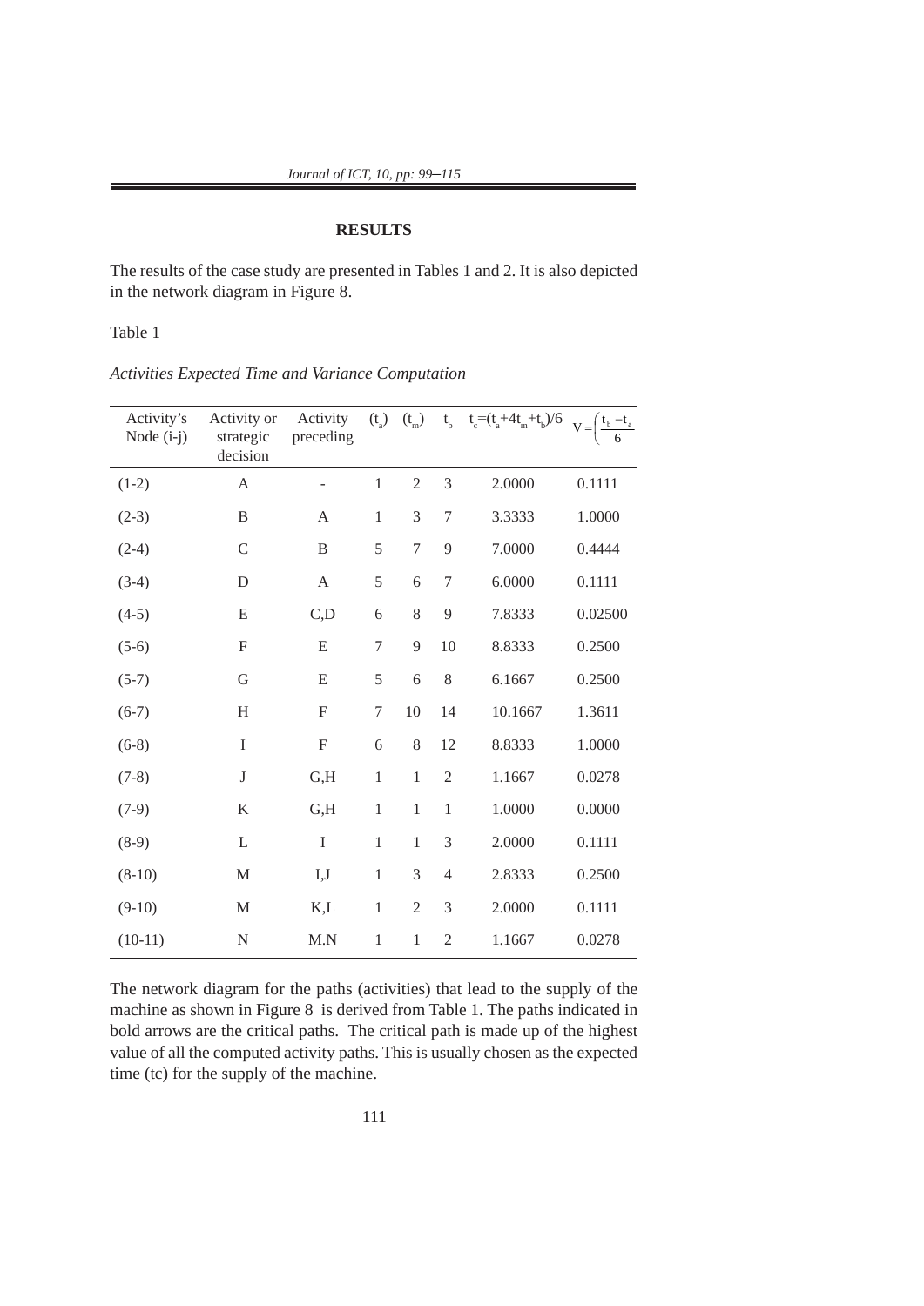**RESULTS**

The results of the case study are presented in Tables 1 and 2. It is also depicted in the network diagram in Figure 8.

Table 1

*Activities Expected Time and Variance Computation*

| Activity's Node (i-j) | Activity or strategic decision | Activity preceding | $(t_a)$ | $(t_m)$ | $t_b$ | $t_c=(t_a+4t_m+t_b)/6$ | $V=\left(\frac{t_b-t_a}{6}\right.$ |
|---|---|---|---|---|---|---|---|
| (1-2) | A | - | 1 | 2 | 3 | 2.0000 | 0.1111 |
| (2-3) | B | A | 1 | 3 | 7 | 3.3333 | 1.0000 |
| (2-4) | C | B | 5 | 7 | 9 | 7.0000 | 0.4444 |
| (3-4) | D | A | 5 | 6 | 7 | 6.0000 | 0.1111 |
| (4-5) | E | C,D | 6 | 8 | 9 | 7.8333 | 0.02500 |
| (5-6) | F | E | 7 | 9 | 10 | 8.8333 | 0.2500 |
| (5-7) | G | E | 5 | 6 | 8 | 6.1667 | 0.2500 |
| (6-7) | H | F | 7 | 10 | 14 | 10.1667 | 1.3611 |
| (6-8) | I | F | 6 | 8 | 12 | 8.8333 | 1.0000 |
| (7-8) | J | G,H | 1 | 1 | 2 | 1.1667 | 0.0278 |
| (7-9) | K | G,H | 1 | 1 | 1 | 1.0000 | 0.0000 |
| (8-9) | L | I | 1 | 1 | 3 | 2.0000 | 0.1111 |
| (8-10) | M | I,J | 1 | 3 | 4 | 2.8333 | 0.2500 |
| (9-10) | M | K,L | 1 | 2 | 3 | 2.0000 | 0.1111 |
| (10-11) | N | M.N | 1 | 1 | 2 | 1.1667 | 0.0278 |

The network diagram for the paths (activities) that lead to the supply of the machine as shown in Figure 8 is derived from Table 1. The paths indicated in bold arrows are the critical paths. The critical path is made up of the highest value of all the computed activity paths. This is usually chosen as the expected time (tc) for the supply of the machine.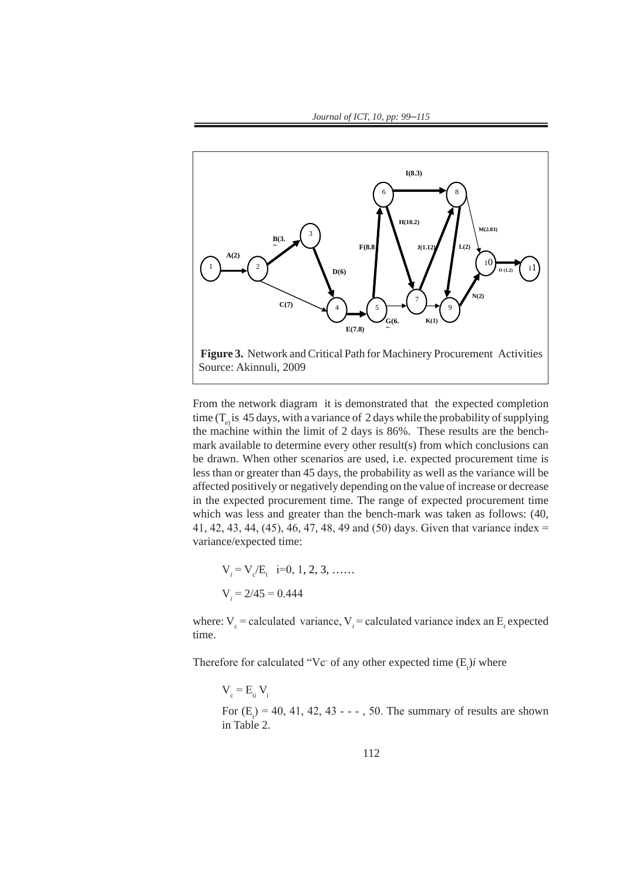**Figure 3.** Network and Critical Path for Machinery Procurement Activities
Source: Akinnuli, 2009

From the network diagram it is demonstrated that the expected completion time ($T_e$) is 45 days, with a variance of 2 days while the probability of supplying the machine within the limit of 2 days is 86%. These results are the bench-mark available to determine every other result(s) from which conclusions can be drawn. When other scenarios are used, i.e. expected procurement time is less than or greater than 45 days, the probability as well as the variance will be affected positively or negatively depending on the value of increase or decrease in the expected procurement time. The range of expected procurement time which was less and greater than the bench-mark was taken as follows: (40, 41, 42, 43, 44, (45), 46, 47, 48, 49 and (50) days. Given that variance index = variance/expected time:

$$V_i = V_c/E_t \quad i=0, 1, 2, 3, \ldots\ldots$$

$$V_i = 2/45 = 0.444$$

where: $V_c$ = calculated variance, $V_i$ = calculated variance index an $E_t$ expected time.

Therefore for calculated "Vc" of any other expected time $(E_t)i$ where

$$V_c = E_{ti}\, V_i$$

For $(E_t)$ = 40, 41, 42, 43 - - - , 50. The summary of results are shown in Table 2.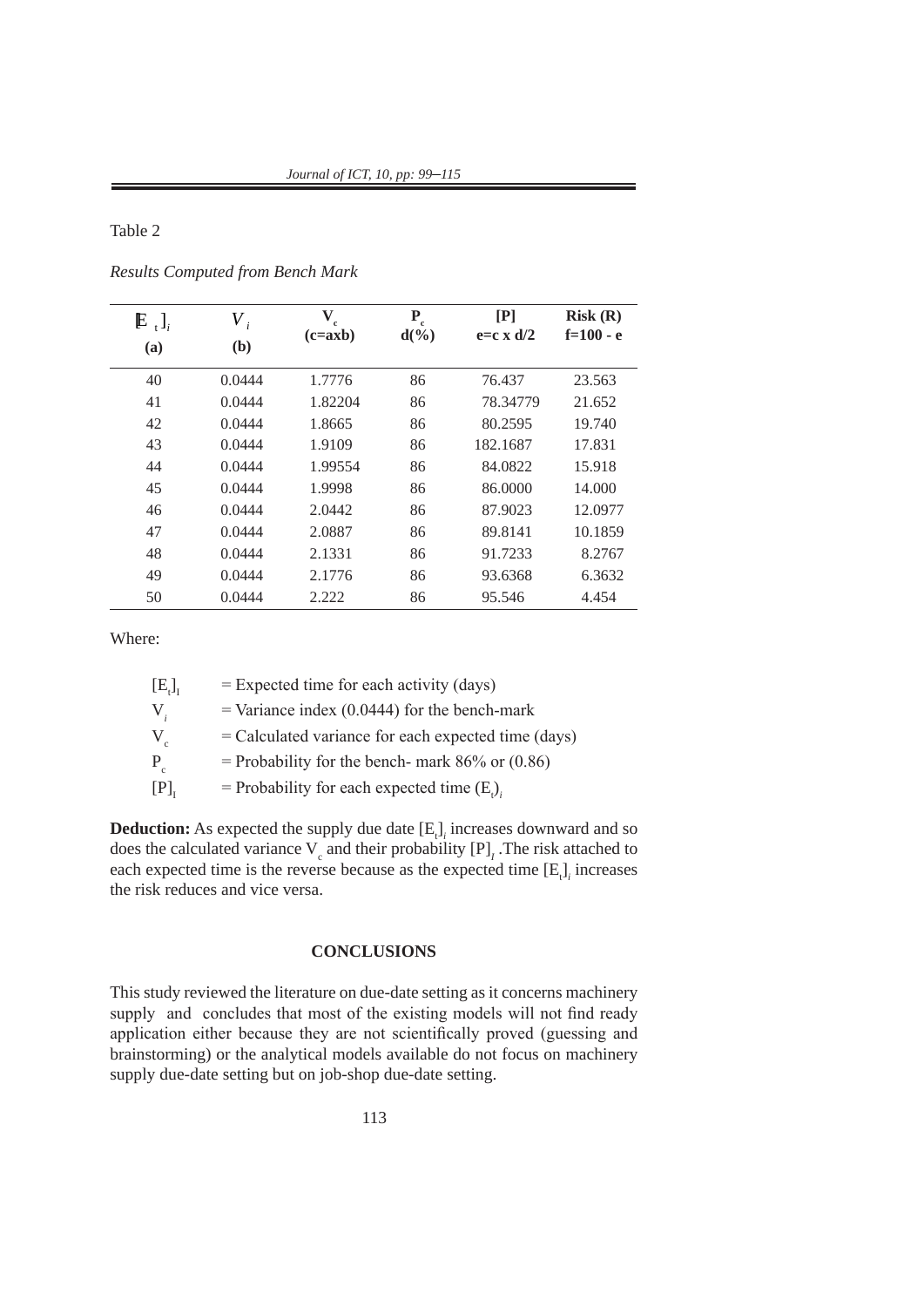Table 2

*Results Computed from Bench Mark*

| $[E_t]_i$ (a) | $V_i$ (b) | $V_c$ (c=axb) | $P_c$ d(%) | [P] e=c x d/2 | Risk (R) f=100 - e |
|---|---|---|---|---|---|
| 40 | 0.0444 | 1.7776 | 86 | 76.437 | 23.563 |
| 41 | 0.0444 | 1.82204 | 86 | 78.34779 | 21.652 |
| 42 | 0.0444 | 1.8665 | 86 | 80.2595 | 19.740 |
| 43 | 0.0444 | 1.9109 | 86 | 182.1687 | 17.831 |
| 44 | 0.0444 | 1.99554 | 86 | 84.0822 | 15.918 |
| 45 | 0.0444 | 1.9998 | 86 | 86.0000 | 14.000 |
| 46 | 0.0444 | 2.0442 | 86 | 87.9023 | 12.0977 |
| 47 | 0.0444 | 2.0887 | 86 | 89.8141 | 10.1859 |
| 48 | 0.0444 | 2.1331 | 86 | 91.7233 | 8.2767 |
| 49 | 0.0444 | 2.1776 | 86 | 93.6368 | 6.3632 |
| 50 | 0.0444 | 2.222 | 86 | 95.546 | 4.454 |

Where:

$[E_t]_1$ = Expected time for each activity (days)

$V_i$ = Variance index (0.0444) for the bench-mark

$V_c$ = Calculated variance for each expected time (days)

$P_c$ = Probability for the bench- mark 86% or (0.86)

$[P]_1$ = Probability for each expected time $(E_t)_i$

**Deduction:** As expected the supply due date $[E_t]_i$ increases downward and so does the calculated variance $V_c$ and their probability $[P]_I$ .The risk attached to each expected time is the reverse because as the expected time $[E_t]_i$ increases the risk reduces and vice versa.

## CONCLUSIONS

This study reviewed the literature on due-date setting as it concerns machinery supply and concludes that most of the existing models will not find ready application either because they are not scientifically proved (guessing and brainstorming) or the analytical models available do not focus on machinery supply due-date setting but on job-shop due-date setting.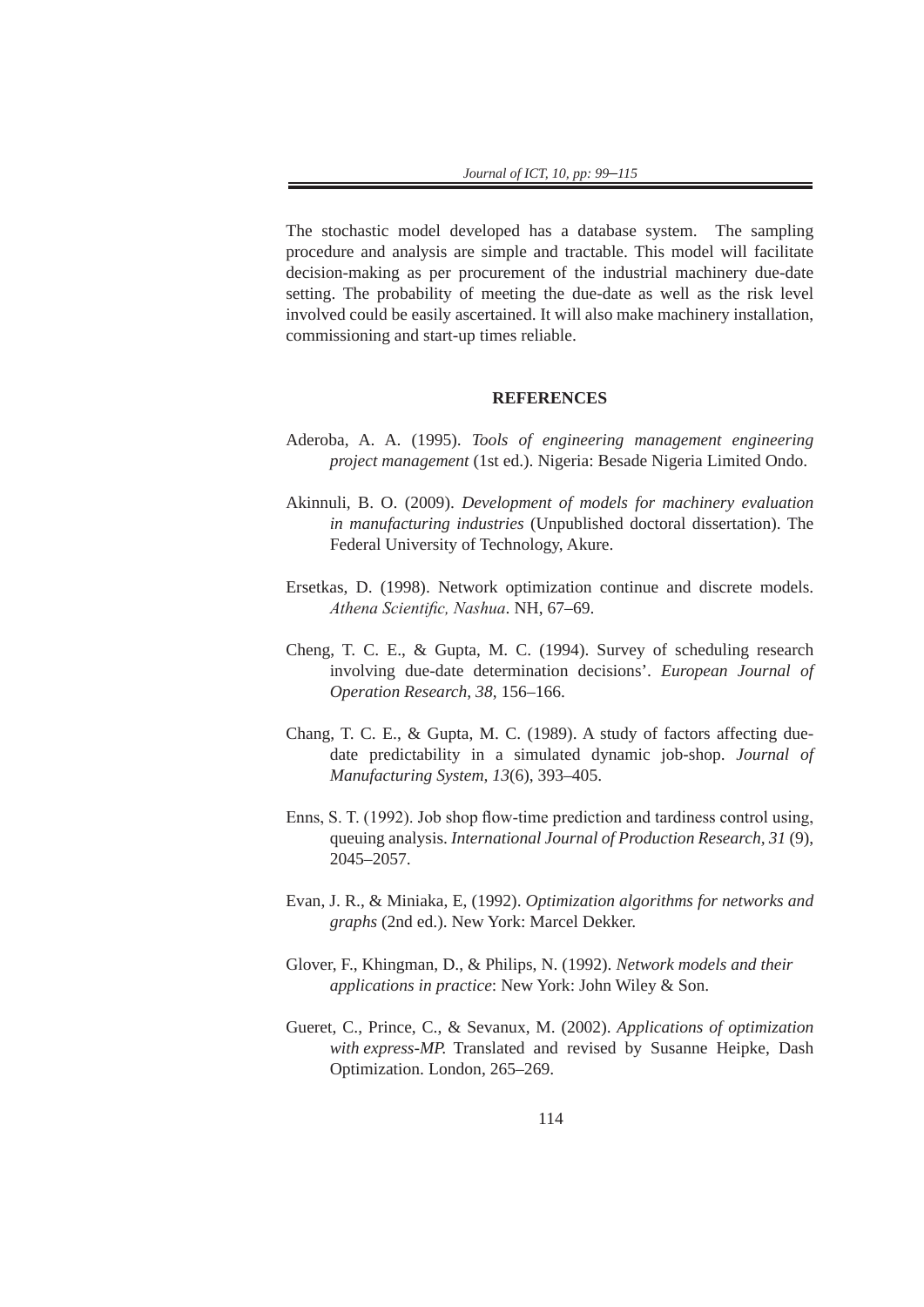The stochastic model developed has a database system. The sampling procedure and analysis are simple and tractable. This model will facilitate decision-making as per procurement of the industrial machinery due-date setting. The probability of meeting the due-date as well as the risk level involved could be easily ascertained. It will also make machinery installation, commissioning and start-up times reliable.

## REFERENCES

Aderoba, A. A. (1995). *Tools of engineering management engineering project management* (1st ed.). Nigeria: Besade Nigeria Limited Ondo.

Akinnuli, B. O. (2009). *Development of models for machinery evaluation in manufacturing industries* (Unpublished doctoral dissertation). The Federal University of Technology, Akure.

Ersetkas, D. (1998). Network optimization continue and discrete models. *Athena Scientific, Nashua*. NH, 67–69.

Cheng, T. C. E., & Gupta, M. C. (1994). Survey of scheduling research involving due-date determination decisions'. *European Journal of Operation Research*, *38*, 156–166.

Chang, T. C. E., & Gupta, M. C. (1989). A study of factors affecting due-date predictability in a simulated dynamic job-shop. *Journal of Manufacturing System*, *13*(6), 393–405.

Enns, S. T. (1992). Job shop flow-time prediction and tardiness control using, queuing analysis. *International Journal of Production Research*, *31* (9), 2045–2057.

Evan, J. R., & Miniaka, E, (1992). *Optimization algorithms for networks and graphs* (2nd ed.). New York: Marcel Dekker.

Glover, F., Khingman, D., & Philips, N. (1992). *Network models and their applications in practice*: New York: John Wiley & Son.

Gueret, C., Prince, C., & Sevanux, M. (2002). *Applications of optimization with express-MP.* Translated and revised by Susanne Heipke, Dash Optimization. London, 265–269.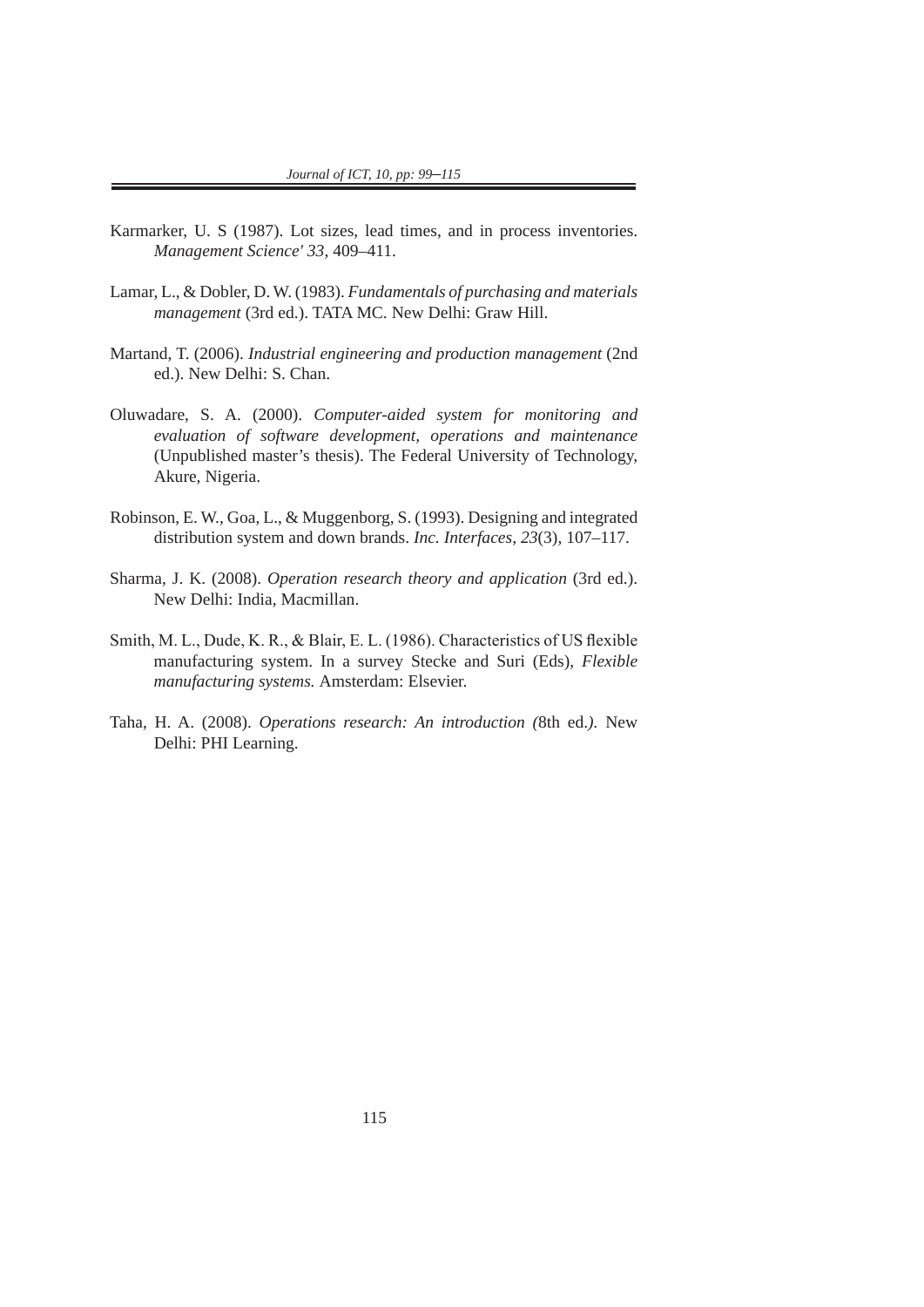Karmarker, U. S (1987). Lot sizes, lead times, and in process inventories. *Management Science' 33,* 409–411.

Lamar, L., & Dobler, D. W. (1983). *Fundamentals of purchasing and materials management* (3rd ed.). TATA MC. New Delhi: Graw Hill.

Martand, T. (2006). *Industrial engineering and production management* (2nd ed.). New Delhi: S. Chan.

Oluwadare, S. A. (2000). *Computer-aided system for monitoring and evaluation of software development, operations and maintenance* (Unpublished master's thesis). The Federal University of Technology, Akure, Nigeria.

Robinson, E. W., Goa, L., & Muggenborg, S. (1993). Designing and integrated distribution system and down brands. *Inc. Interfaces*, *23*(3), 107–117.

Sharma, J. K. (2008). *Operation research theory and application* (3rd ed.). New Delhi: India, Macmillan.

Smith, M. L., Dude, K. R., & Blair, E. L. (1986). Characteristics of US flexible manufacturing system. In a survey Stecke and Suri (Eds), *Flexible manufacturing systems.* Amsterdam: Elsevier.

Taha, H. A. (2008). *Operations research: An introduction (*8th ed.*).* New Delhi: PHI Learning.